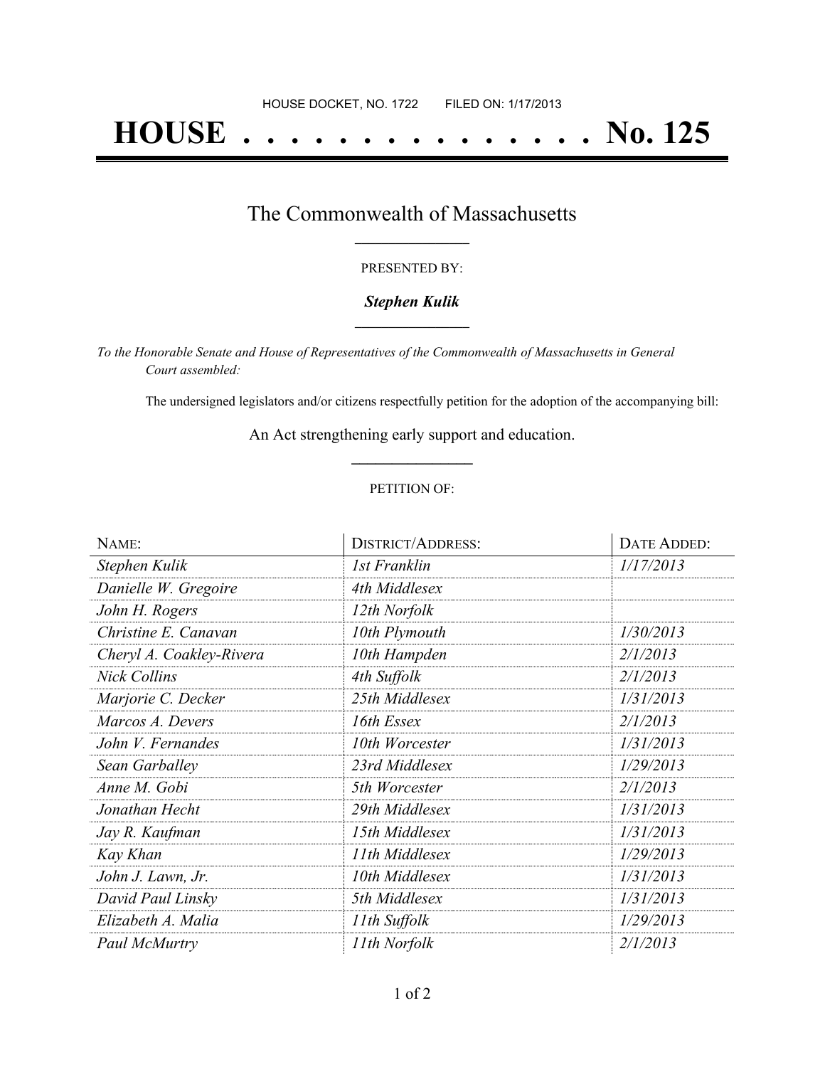HOUSE DOCKET, NO. 1722        FILED ON: 1/17/2013

# HOUSE . . . . . . . . . . . . . . . No. 125

## The Commonwealth of Massachusetts

PRESENTED BY:

***Stephen Kulik***

*To the Honorable Senate and House of Representatives of the Commonwealth of Massachusetts in General Court assembled:*

The undersigned legislators and/or citizens respectfully petition for the adoption of the accompanying bill:

An Act strengthening early support and education.

PETITION OF:

| NAME: | DISTRICT/ADDRESS: | DATE ADDED: |
| --- | --- | --- |
| *Stephen Kulik* | *1st Franklin* | *1/17/2013* |
| *Danielle W. Gregoire* | *4th Middlesex* | |
| *John H. Rogers* | *12th Norfolk* | |
| *Christine E. Canavan* | *10th Plymouth* | *1/30/2013* |
| *Cheryl A. Coakley-Rivera* | *10th Hampden* | *2/1/2013* |
| *Nick Collins* | *4th Suffolk* | *2/1/2013* |
| *Marjorie C. Decker* | *25th Middlesex* | *1/31/2013* |
| *Marcos A. Devers* | *16th Essex* | *2/1/2013* |
| *John V. Fernandes* | *10th Worcester* | *1/31/2013* |
| *Sean Garballey* | *23rd Middlesex* | *1/29/2013* |
| *Anne M. Gobi* | *5th Worcester* | *2/1/2013* |
| *Jonathan Hecht* | *29th Middlesex* | *1/31/2013* |
| *Jay R. Kaufman* | *15th Middlesex* | *1/31/2013* |
| *Kay Khan* | *11th Middlesex* | *1/29/2013* |
| *John J. Lawn, Jr.* | *10th Middlesex* | *1/31/2013* |
| *David Paul Linsky* | *5th Middlesex* | *1/31/2013* |
| *Elizabeth A. Malia* | *11th Suffolk* | *1/29/2013* |
| *Paul McMurtry* | *11th Norfolk* | *2/1/2013* |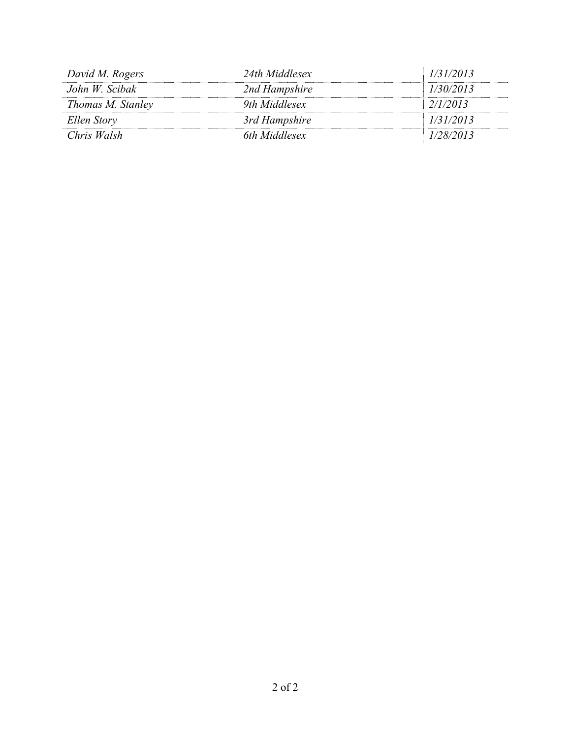| | | |
|---|---|---|
| *David M. Rogers* | *24th Middlesex* | *1/31/2013* |
| *John W. Scibak* | *2nd Hampshire* | *1/30/2013* |
| *Thomas M. Stanley* | *9th Middlesex* | *2/1/2013* |
| *Ellen Story* | *3rd Hampshire* | *1/31/2013* |
| *Chris Walsh* | *6th Middlesex* | *1/28/2013* |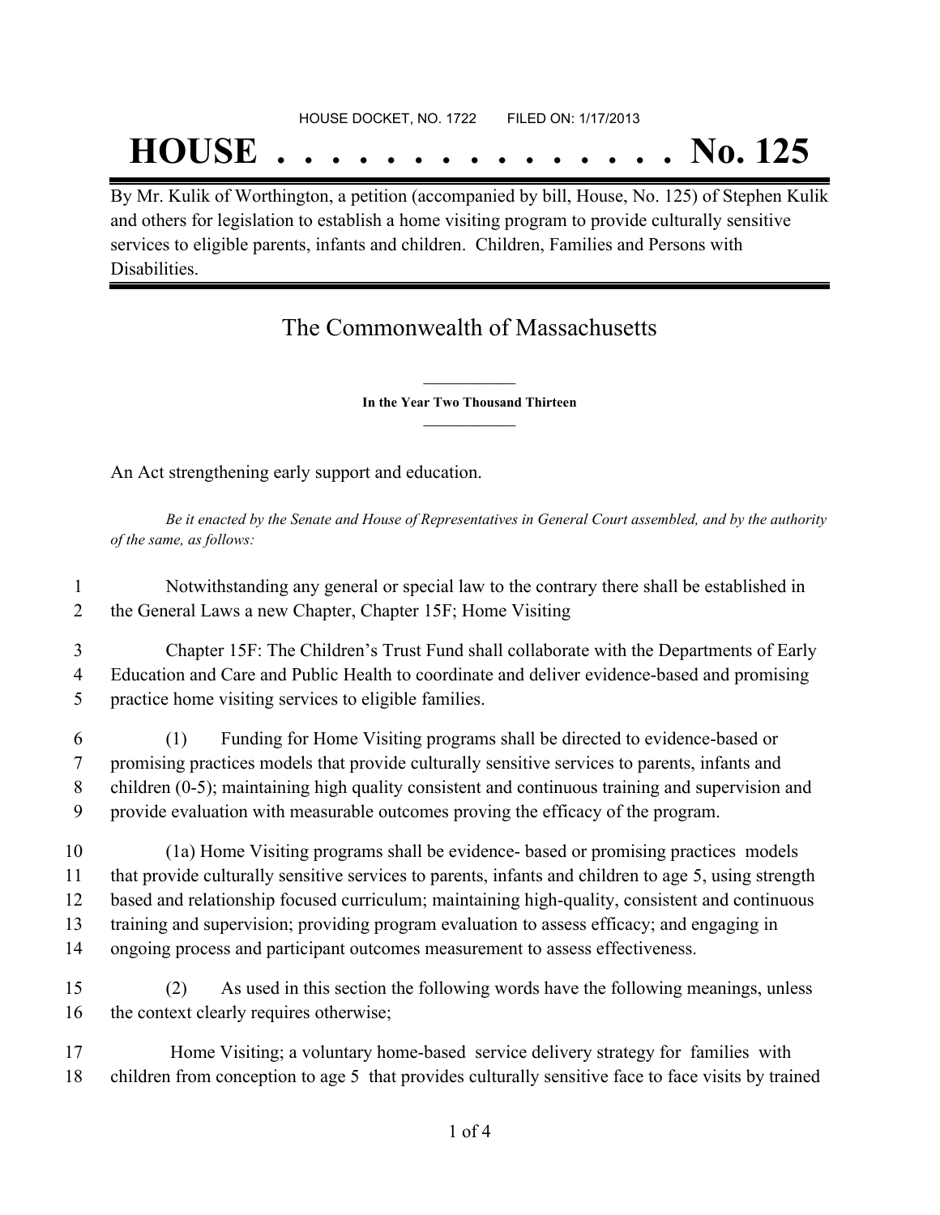HOUSE DOCKET, NO. 1722 FILED ON: 1/17/2013

# HOUSE . . . . . . . . . . . . . . . No. 125

By Mr. Kulik of Worthington, a petition (accompanied by bill, House, No. 125) of Stephen Kulik and others for legislation to establish a home visiting program to provide culturally sensitive services to eligible parents, infants and children. Children, Families and Persons with Disabilities.

## The Commonwealth of Massachusetts

**In the Year Two Thousand Thirteen**

An Act strengthening early support and education.

*Be it enacted by the Senate and House of Representatives in General Court assembled, and by the authority of the same, as follows:*

1 Notwithstanding any general or special law to the contrary there shall be established in
2 the General Laws a new Chapter, Chapter 15F; Home Visiting

3 Chapter 15F: The Children's Trust Fund shall collaborate with the Departments of Early
4 Education and Care and Public Health to coordinate and deliver evidence-based and promising
5 practice home visiting services to eligible families.

6 (1) Funding for Home Visiting programs shall be directed to evidence-based or
7 promising practices models that provide culturally sensitive services to parents, infants and
8 children (0-5); maintaining high quality consistent and continuous training and supervision and
9 provide evaluation with measurable outcomes proving the efficacy of the program.

10 (1a) Home Visiting programs shall be evidence- based or promising practices models
11 that provide culturally sensitive services to parents, infants and children to age 5, using strength
12 based and relationship focused curriculum; maintaining high-quality, consistent and continuous
13 training and supervision; providing program evaluation to assess efficacy; and engaging in
14 ongoing process and participant outcomes measurement to assess effectiveness.

15 (2) As used in this section the following words have the following meanings, unless
16 the context clearly requires otherwise;

17 Home Visiting; a voluntary home-based service delivery strategy for families with
18 children from conception to age 5 that provides culturally sensitive face to face visits by trained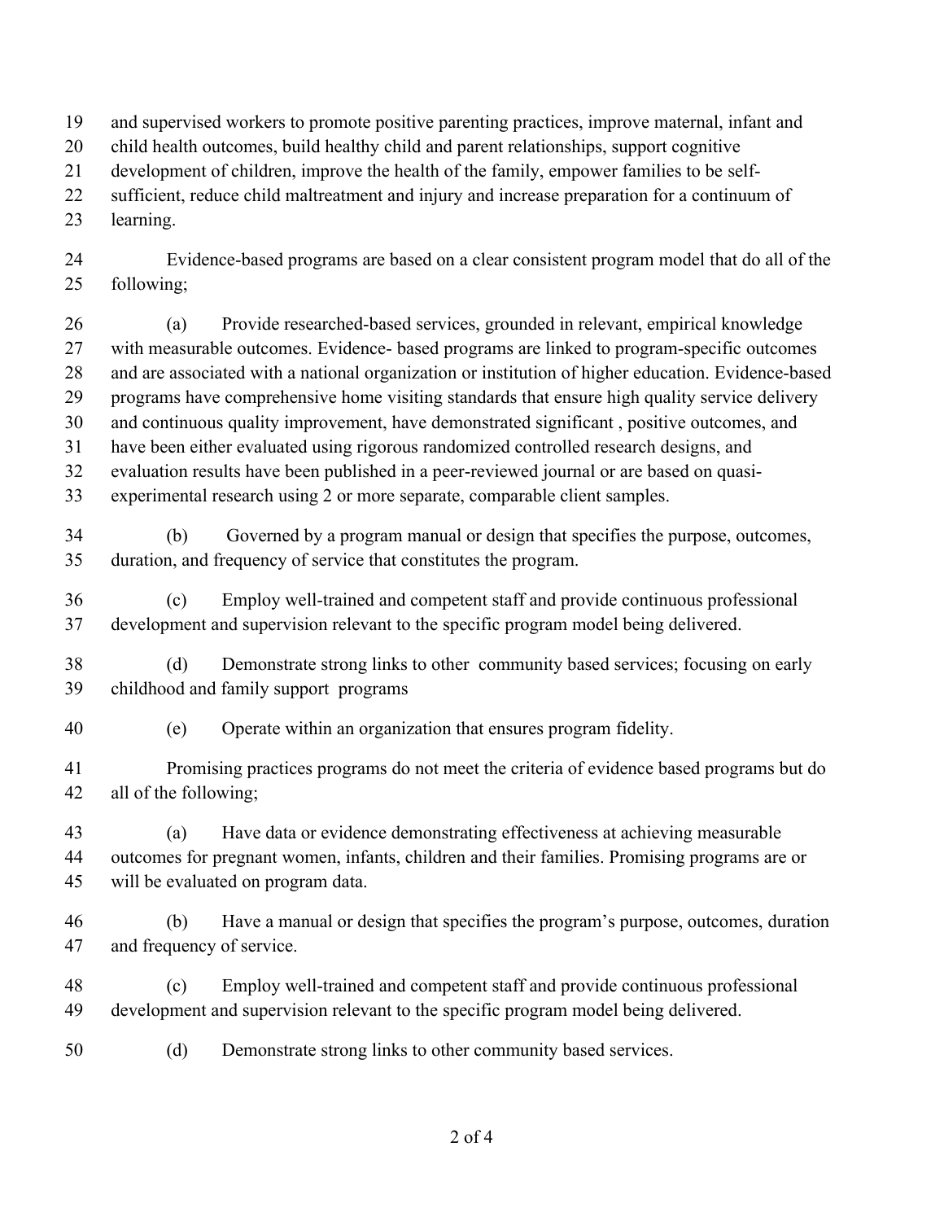and supervised workers to promote positive parenting practices, improve maternal, infant and child health outcomes, build healthy child and parent relationships, support cognitive development of children, improve the health of the family, empower families to be self-sufficient, reduce child maltreatment and injury and increase preparation for a continuum of learning.

Evidence-based programs are based on a clear consistent program model that do all of the following;

(a) Provide researched-based services, grounded in relevant, empirical knowledge with measurable outcomes. Evidence- based programs are linked to program-specific outcomes and are associated with a national organization or institution of higher education. Evidence-based programs have comprehensive home visiting standards that ensure high quality service delivery and continuous quality improvement, have demonstrated significant , positive outcomes, and have been either evaluated using rigorous randomized controlled research designs, and evaluation results have been published in a peer-reviewed journal or are based on quasi-experimental research using 2 or more separate, comparable client samples.

(b) Governed by a program manual or design that specifies the purpose, outcomes, duration, and frequency of service that constitutes the program.

(c) Employ well-trained and competent staff and provide continuous professional development and supervision relevant to the specific program model being delivered.

(d) Demonstrate strong links to other community based services; focusing on early childhood and family support programs

(e) Operate within an organization that ensures program fidelity.

Promising practices programs do not meet the criteria of evidence based programs but do all of the following;

(a) Have data or evidence demonstrating effectiveness at achieving measurable outcomes for pregnant women, infants, children and their families. Promising programs are or will be evaluated on program data.

(b) Have a manual or design that specifies the program's purpose, outcomes, duration and frequency of service.

(c) Employ well-trained and competent staff and provide continuous professional development and supervision relevant to the specific program model being delivered.

(d) Demonstrate strong links to other community based services.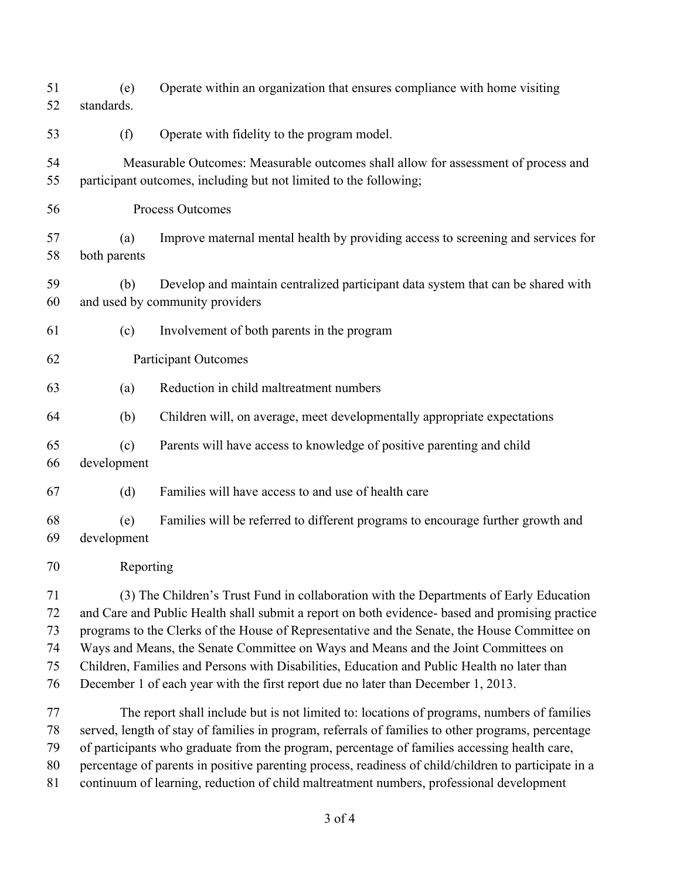(e) Operate within an organization that ensures compliance with home visiting standards.

(f) Operate with fidelity to the program model.

Measurable Outcomes: Measurable outcomes shall allow for assessment of process and participant outcomes, including but not limited to the following;

Process Outcomes

(a) Improve maternal mental health by providing access to screening and services for both parents

(b) Develop and maintain centralized participant data system that can be shared with and used by community providers

(c) Involvement of both parents in the program

Participant Outcomes

(a) Reduction in child maltreatment numbers

(b) Children will, on average, meet developmentally appropriate expectations

(c) Parents will have access to knowledge of positive parenting and child development

(d) Families will have access to and use of health care

(e) Families will be referred to different programs to encourage further growth and development

Reporting

(3) The Children's Trust Fund in collaboration with the Departments of Early Education and Care and Public Health shall submit a report on both evidence- based and promising practice programs to the Clerks of the House of Representative and the Senate, the House Committee on Ways and Means, the Senate Committee on Ways and Means and the Joint Committees on Children, Families and Persons with Disabilities, Education and Public Health no later than December 1 of each year with the first report due no later than December 1, 2013.

The report shall include but is not limited to: locations of programs, numbers of families served, length of stay of families in program, referrals of families to other programs, percentage of participants who graduate from the program, percentage of families accessing health care, percentage of parents in positive parenting process, readiness of child/children to participate in a continuum of learning, reduction of child maltreatment numbers, professional development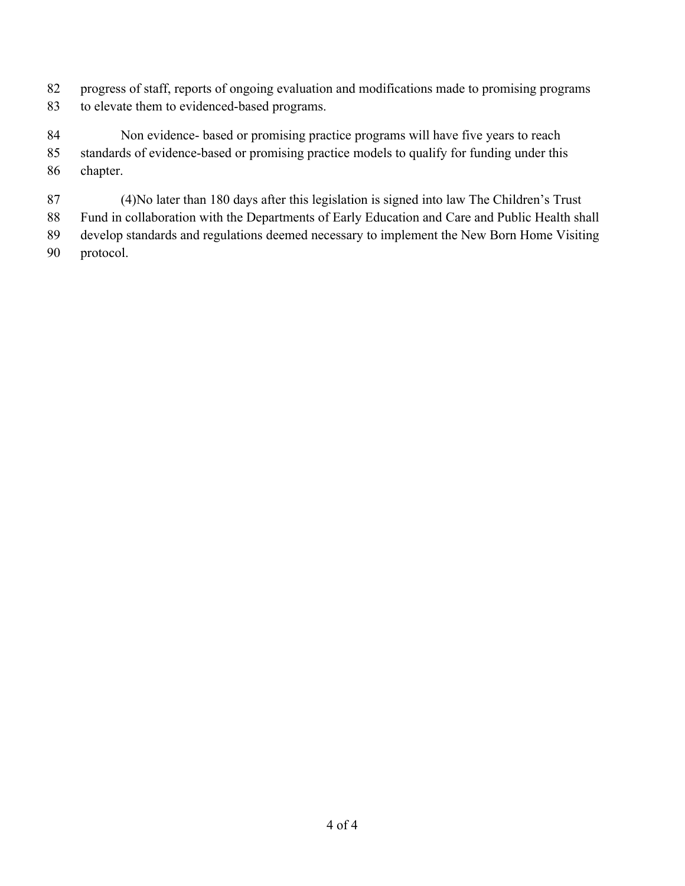progress of staff, reports of ongoing evaluation and modifications made to promising programs to elevate them to evidenced-based programs.

Non evidence- based or promising practice programs will have five years to reach standards of evidence-based or promising practice models to qualify for funding under this chapter.

(4)No later than 180 days after this legislation is signed into law The Children's Trust Fund in collaboration with the Departments of Early Education and Care and Public Health shall develop standards and regulations deemed necessary to implement the New Born Home Visiting protocol.